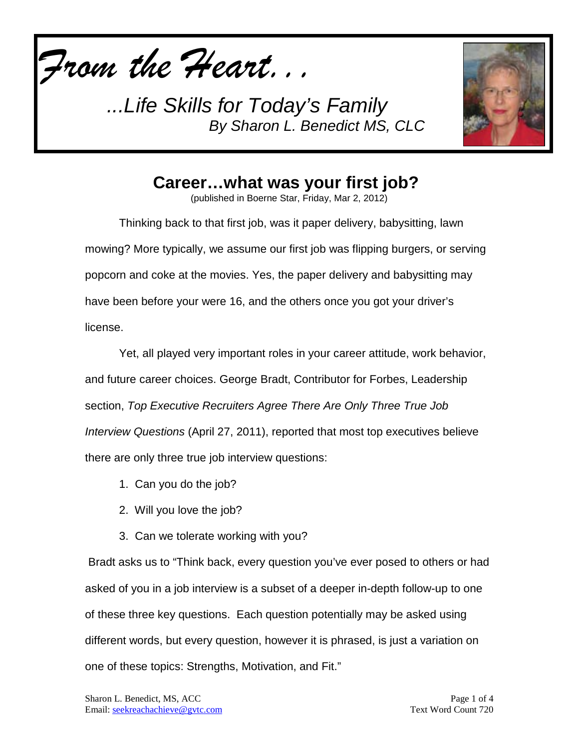*From the Heart...*

*...Life Skills for Today's Family*
*By Sharon L. Benedict MS, CLC*

# Career…what was your first job?

(published in Boerne Star, Friday, Mar 2, 2012)

Thinking back to that first job, was it paper delivery, babysitting, lawn mowing? More typically, we assume our first job was flipping burgers, or serving popcorn and coke at the movies. Yes, the paper delivery and babysitting may have been before your were 16, and the others once you got your driver's license.

Yet, all played very important roles in your career attitude, work behavior, and future career choices. George Bradt, Contributor for Forbes, Leadership section, *Top Executive Recruiters Agree There Are Only Three True Job Interview Questions* (April 27, 2011), reported that most top executives believe there are only three true job interview questions:

1. Can you do the job?
2. Will you love the job?
3. Can we tolerate working with you?

Bradt asks us to "Think back, every question you've ever posed to others or had asked of you in a job interview is a subset of a deeper in-depth follow-up to one of these three key questions. Each question potentially may be asked using different words, but every question, however it is phrased, is just a variation on one of these topics: Strengths, Motivation, and Fit."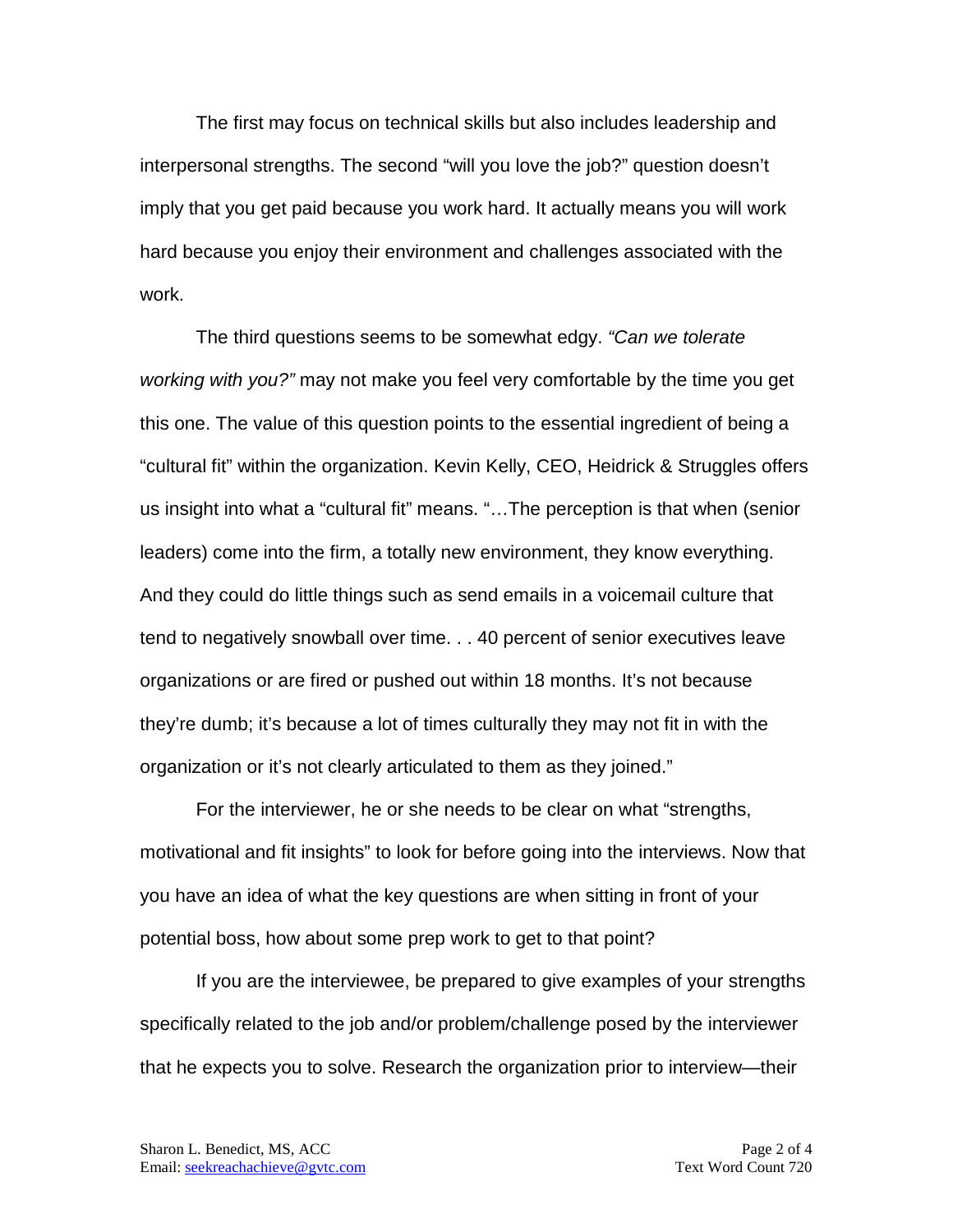The first may focus on technical skills but also includes leadership and interpersonal strengths. The second "will you love the job?" question doesn't imply that you get paid because you work hard. It actually means you will work hard because you enjoy their environment and challenges associated with the work.

The third questions seems to be somewhat edgy. *"Can we tolerate working with you?"* may not make you feel very comfortable by the time you get this one. The value of this question points to the essential ingredient of being a "cultural fit" within the organization. Kevin Kelly, CEO, Heidrick & Struggles offers us insight into what a "cultural fit" means. "…The perception is that when (senior leaders) come into the firm, a totally new environment, they know everything. And they could do little things such as send emails in a voicemail culture that tend to negatively snowball over time. . . 40 percent of senior executives leave organizations or are fired or pushed out within 18 months. It's not because they're dumb; it's because a lot of times culturally they may not fit in with the organization or it's not clearly articulated to them as they joined."

For the interviewer, he or she needs to be clear on what "strengths, motivational and fit insights" to look for before going into the interviews. Now that you have an idea of what the key questions are when sitting in front of your potential boss, how about some prep work to get to that point?

If you are the interviewee, be prepared to give examples of your strengths specifically related to the job and/or problem/challenge posed by the interviewer that he expects you to solve. Research the organization prior to interview—their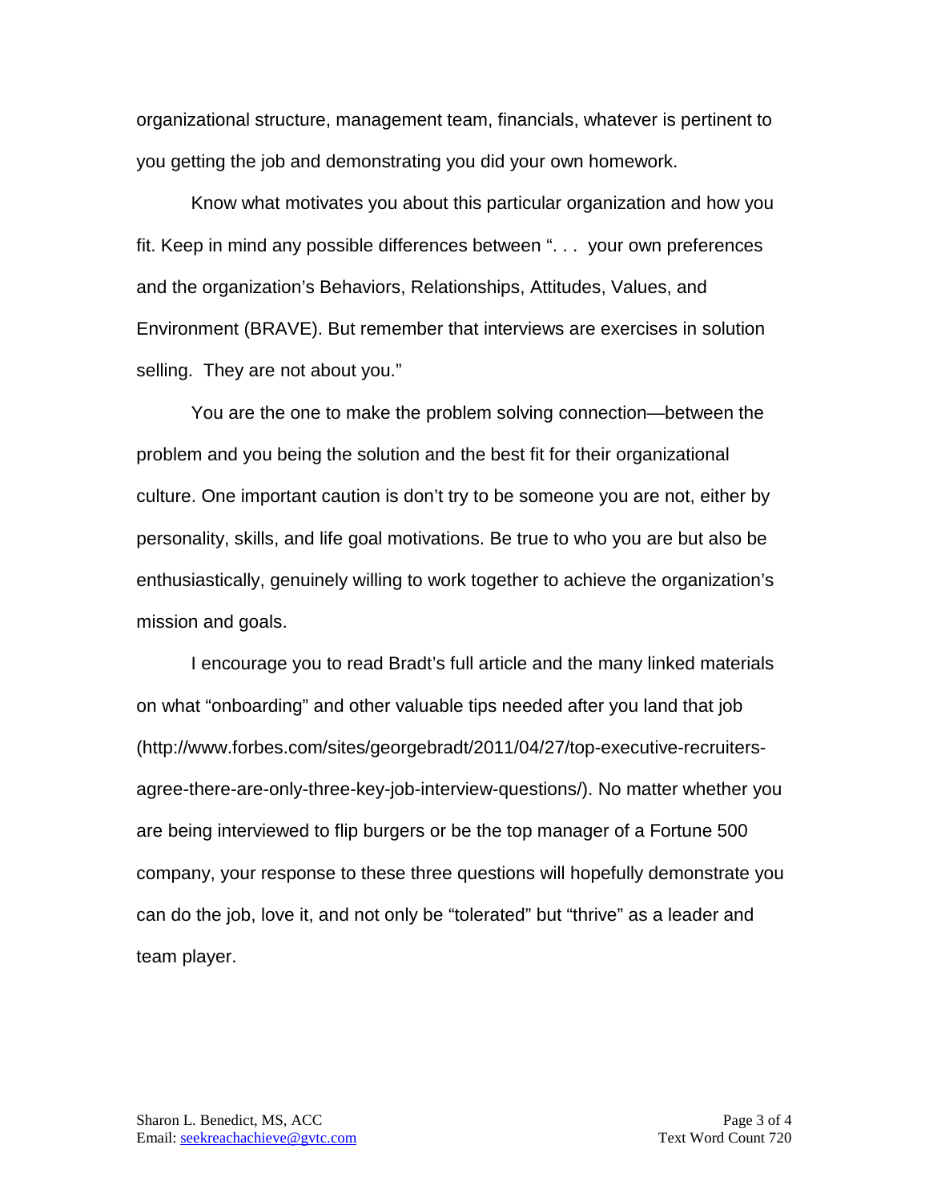organizational structure, management team, financials, whatever is pertinent to you getting the job and demonstrating you did your own homework.

Know what motivates you about this particular organization and how you fit. Keep in mind any possible differences between ". . .  your own preferences and the organization's Behaviors, Relationships, Attitudes, Values, and Environment (BRAVE). But remember that interviews are exercises in solution selling.  They are not about you."

You are the one to make the problem solving connection—between the problem and you being the solution and the best fit for their organizational culture. One important caution is don't try to be someone you are not, either by personality, skills, and life goal motivations. Be true to who you are but also be enthusiastically, genuinely willing to work together to achieve the organization's mission and goals.

I encourage you to read Bradt's full article and the many linked materials on what "onboarding" and other valuable tips needed after you land that job (http://www.forbes.com/sites/georgebradt/2011/04/27/top-executive-recruiters-agree-there-are-only-three-key-job-interview-questions/). No matter whether you are being interviewed to flip burgers or be the top manager of a Fortune 500 company, your response to these three questions will hopefully demonstrate you can do the job, love it, and not only be "tolerated" but "thrive" as a leader and team player.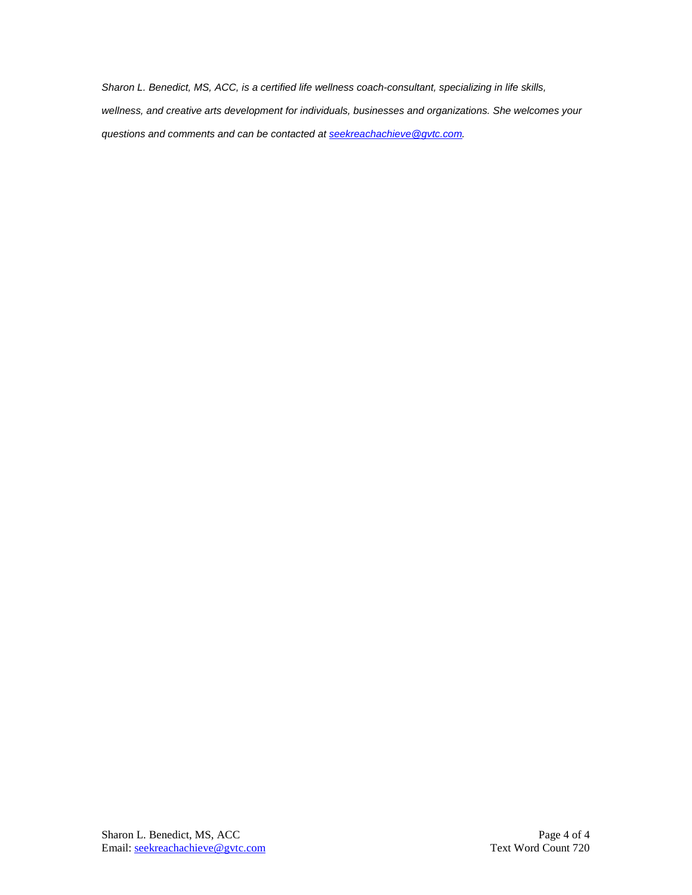*Sharon L. Benedict, MS, ACC, is a certified life wellness coach-consultant, specializing in life skills, wellness, and creative arts development for individuals, businesses and organizations. She welcomes your questions and comments and can be contacted at seekreachachieve@gvtc.com.*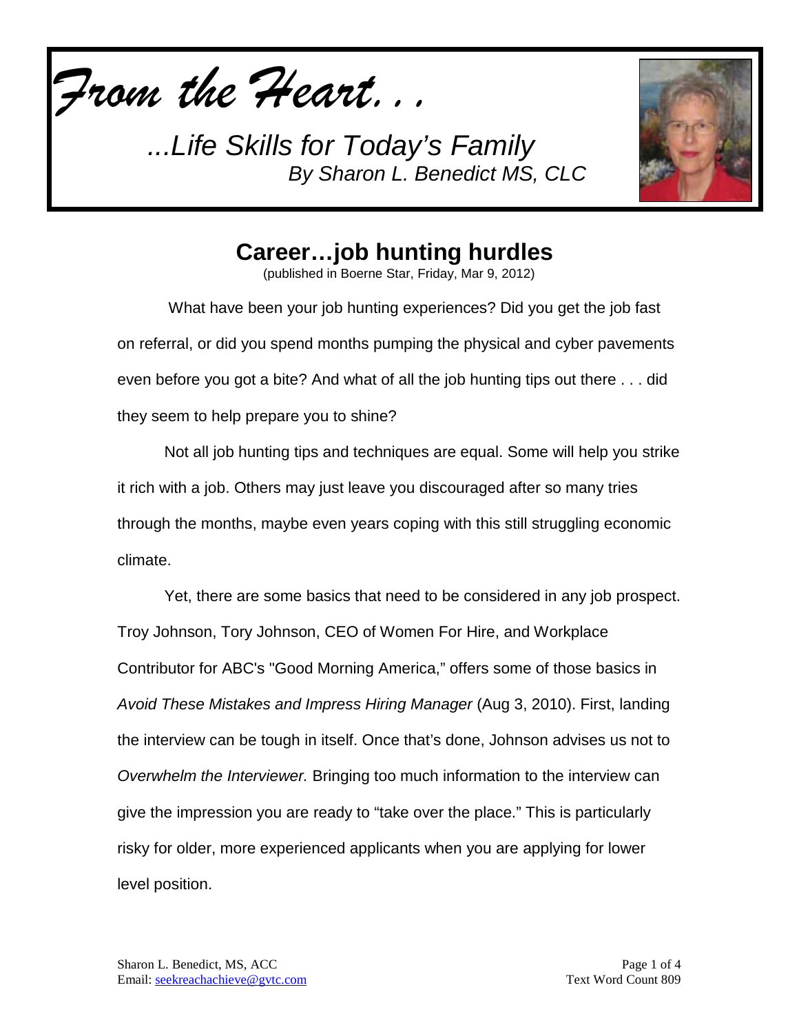*From the Heart…*

*...Life Skills for Today's Family*
*By Sharon L. Benedict MS, CLC*

# Career…job hunting hurdles

(published in Boerne Star, Friday, Mar 9, 2012)

What have been your job hunting experiences? Did you get the job fast on referral, or did you spend months pumping the physical and cyber pavements even before you got a bite? And what of all the job hunting tips out there . . . did they seem to help prepare you to shine?

Not all job hunting tips and techniques are equal. Some will help you strike it rich with a job. Others may just leave you discouraged after so many tries through the months, maybe even years coping with this still struggling economic climate.

Yet, there are some basics that need to be considered in any job prospect. Troy Johnson, Tory Johnson, CEO of Women For Hire, and Workplace Contributor for ABC's "Good Morning America," offers some of those basics in *Avoid These Mistakes and Impress Hiring Manager* (Aug 3, 2010). First, landing the interview can be tough in itself. Once that's done, Johnson advises us not to *Overwhelm the Interviewer.* Bringing too much information to the interview can give the impression you are ready to "take over the place." This is particularly risky for older, more experienced applicants when you are applying for lower level position.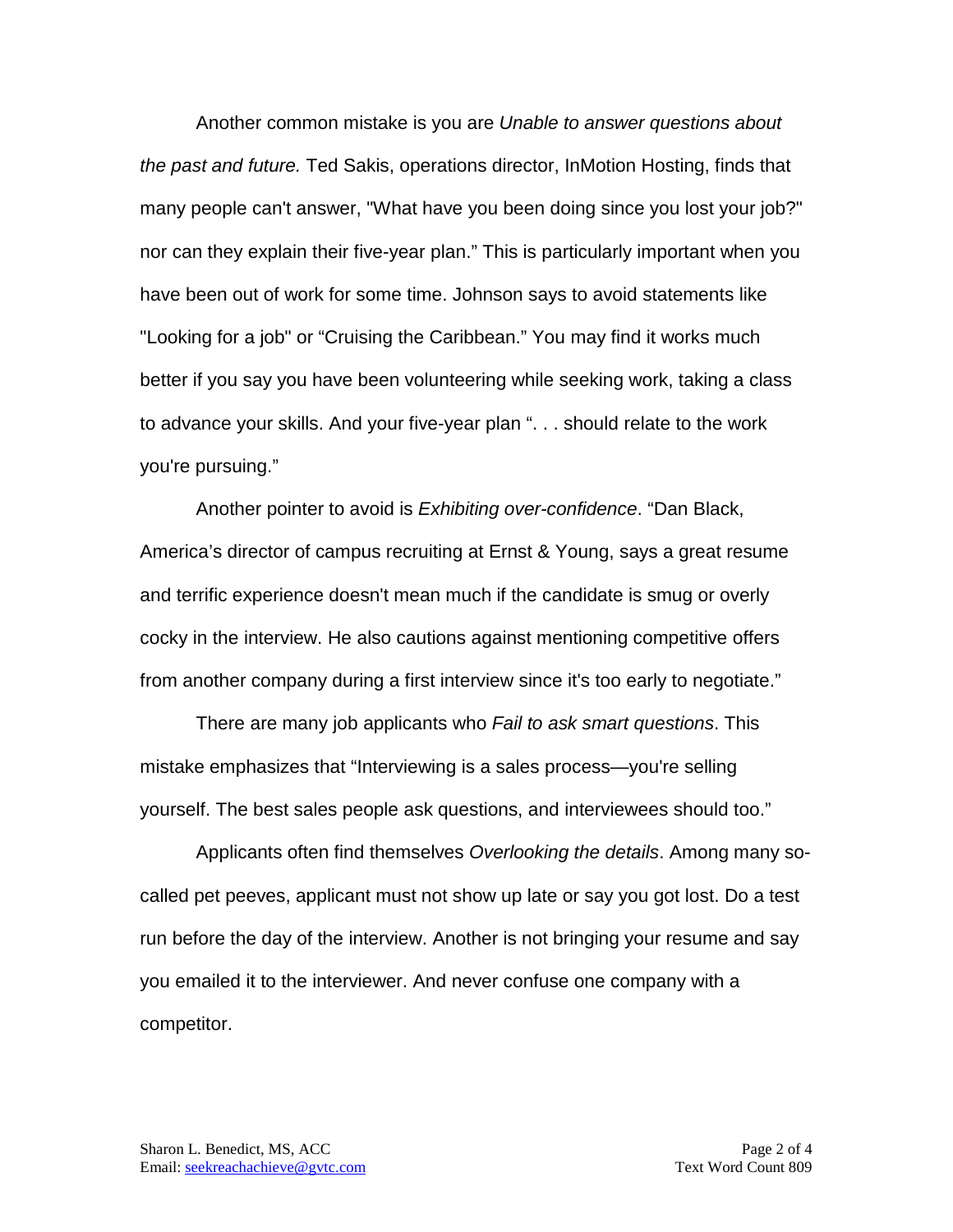Another common mistake is you are *Unable to answer questions about the past and future.* Ted Sakis, operations director, InMotion Hosting, finds that many people can't answer, "What have you been doing since you lost your job?" nor can they explain their five-year plan." This is particularly important when you have been out of work for some time. Johnson says to avoid statements like "Looking for a job" or "Cruising the Caribbean." You may find it works much better if you say you have been volunteering while seeking work, taking a class to advance your skills. And your five-year plan ". . . should relate to the work you're pursuing."

Another pointer to avoid is *Exhibiting over-confidence*. "Dan Black, America's director of campus recruiting at Ernst & Young, says a great resume and terrific experience doesn't mean much if the candidate is smug or overly cocky in the interview. He also cautions against mentioning competitive offers from another company during a first interview since it's too early to negotiate."

There are many job applicants who *Fail to ask smart questions*. This mistake emphasizes that "Interviewing is a sales process—you're selling yourself. The best sales people ask questions, and interviewees should too."

Applicants often find themselves *Overlooking the details*. Among many so-called pet peeves, applicant must not show up late or say you got lost. Do a test run before the day of the interview. Another is not bringing your resume and say you emailed it to the interviewer. And never confuse one company with a competitor.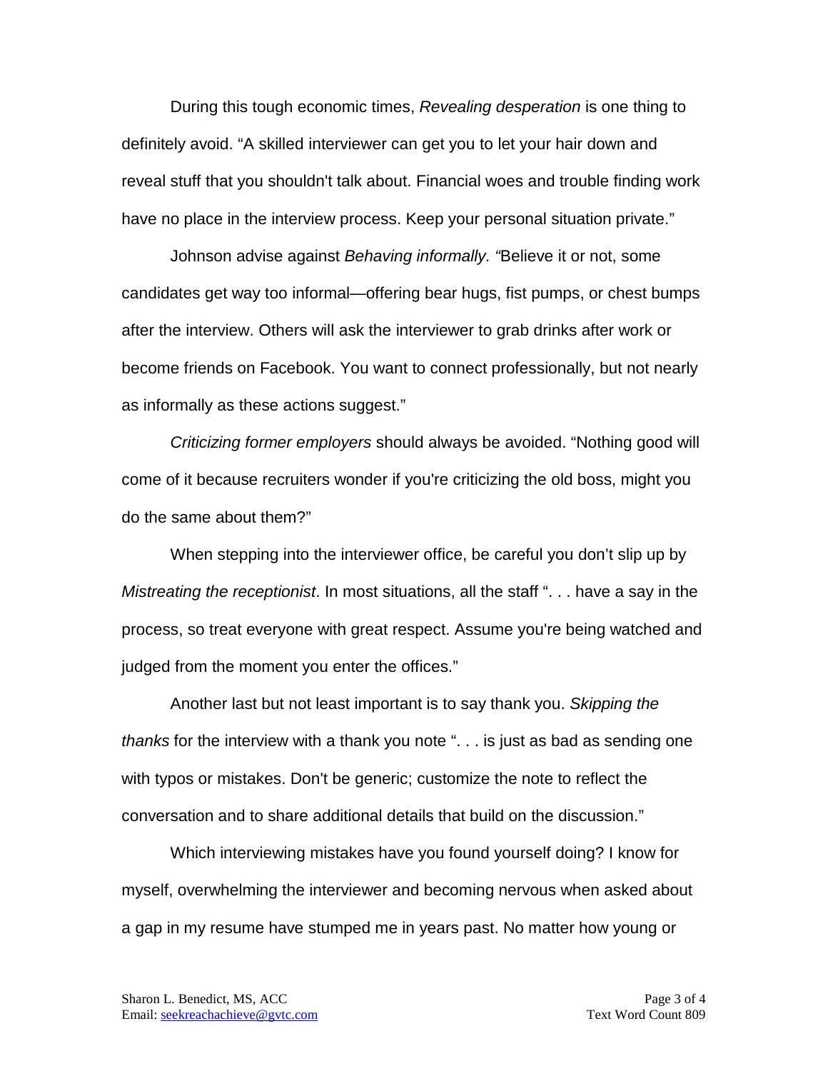During this tough economic times, *Revealing desperation* is one thing to definitely avoid. "A skilled interviewer can get you to let your hair down and reveal stuff that you shouldn't talk about. Financial woes and trouble finding work have no place in the interview process. Keep your personal situation private."

Johnson advise against *Behaving informally. "*Believe it or not, some candidates get way too informal—offering bear hugs, fist pumps, or chest bumps after the interview. Others will ask the interviewer to grab drinks after work or become friends on Facebook. You want to connect professionally, but not nearly as informally as these actions suggest."

*Criticizing former employers* should always be avoided. "Nothing good will come of it because recruiters wonder if you're criticizing the old boss, might you do the same about them?"

When stepping into the interviewer office, be careful you don't slip up by *Mistreating the receptionist*. In most situations, all the staff ". . . have a say in the process, so treat everyone with great respect. Assume you're being watched and judged from the moment you enter the offices."

Another last but not least important is to say thank you. *Skipping the thanks* for the interview with a thank you note ". . . is just as bad as sending one with typos or mistakes. Don't be generic; customize the note to reflect the conversation and to share additional details that build on the discussion."

Which interviewing mistakes have you found yourself doing? I know for myself, overwhelming the interviewer and becoming nervous when asked about a gap in my resume have stumped me in years past. No matter how young or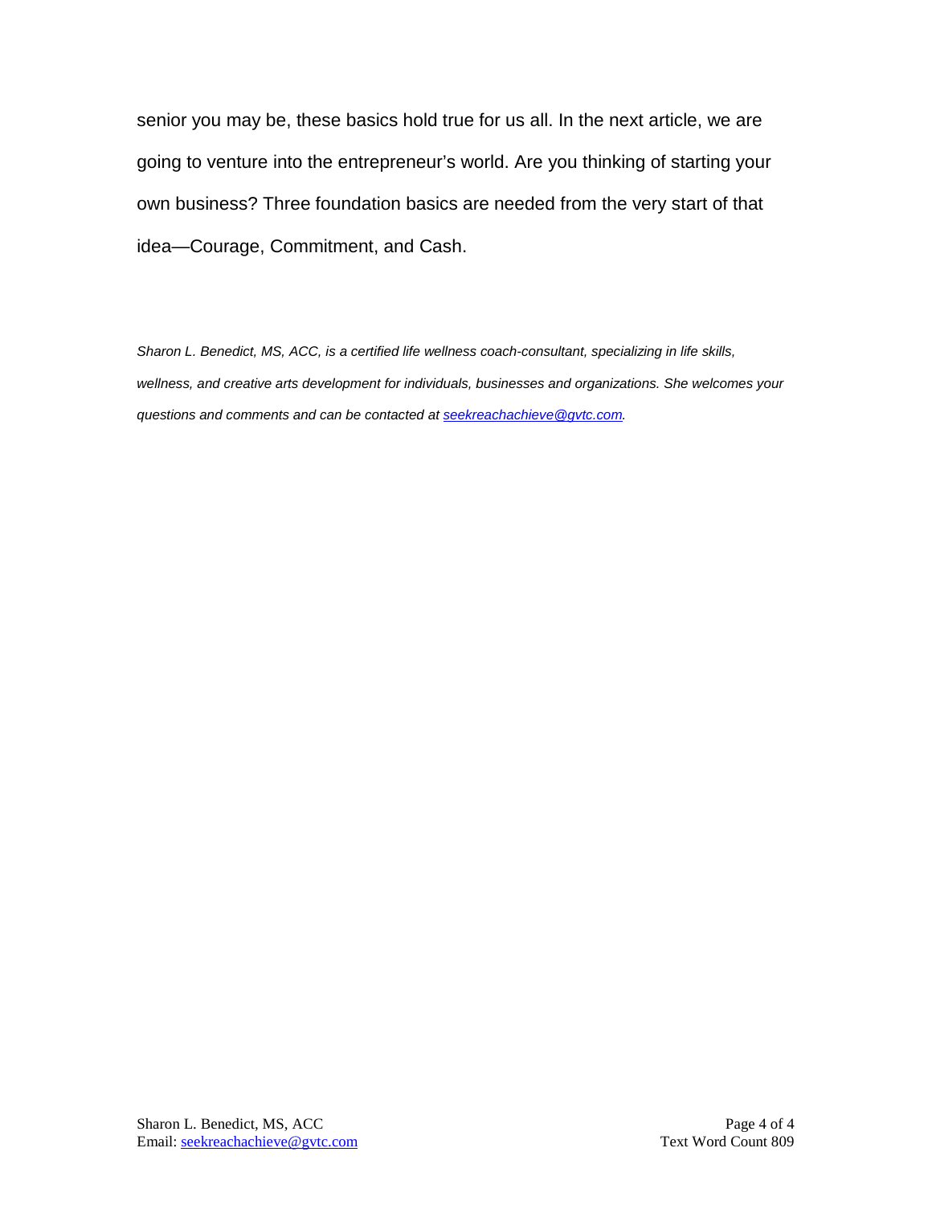senior you may be, these basics hold true for us all. In the next article, we are going to venture into the entrepreneur's world. Are you thinking of starting your own business? Three foundation basics are needed from the very start of that idea—Courage, Commitment, and Cash.

*Sharon L. Benedict, MS, ACC, is a certified life wellness coach-consultant, specializing in life skills, wellness, and creative arts development for individuals, businesses and organizations. She welcomes your questions and comments and can be contacted at [seekreachachieve@gvtc.com](mailto:seekreachachieve@gvtc.com).*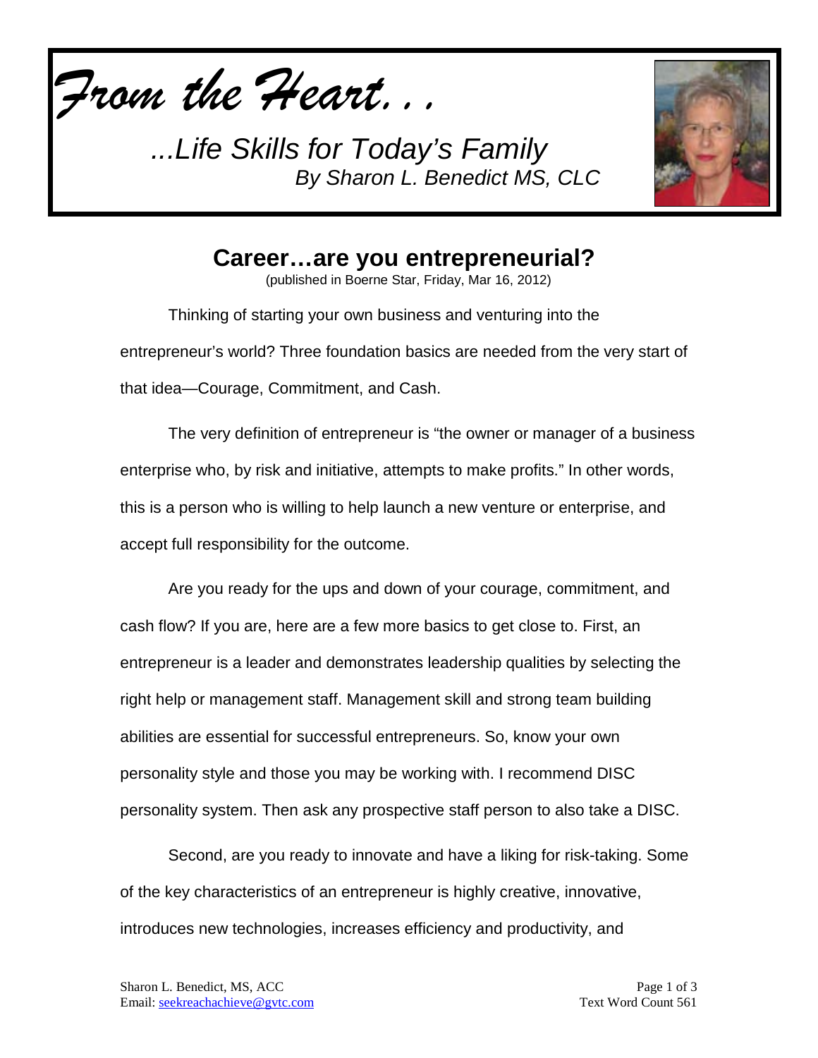*From the Heart…*

*...Life Skills for Today's Family*
*By Sharon L. Benedict MS, CLC*

# Career…are you entrepreneurial?

(published in Boerne Star, Friday, Mar 16, 2012)

Thinking of starting your own business and venturing into the entrepreneur's world? Three foundation basics are needed from the very start of that idea—Courage, Commitment, and Cash.

The very definition of entrepreneur is "the owner or manager of a business enterprise who, by risk and initiative, attempts to make profits." In other words, this is a person who is willing to help launch a new venture or enterprise, and accept full responsibility for the outcome.

Are you ready for the ups and down of your courage, commitment, and cash flow? If you are, here are a few more basics to get close to. First, an entrepreneur is a leader and demonstrates leadership qualities by selecting the right help or management staff. Management skill and strong team building abilities are essential for successful entrepreneurs. So, know your own personality style and those you may be working with. I recommend DISC personality system. Then ask any prospective staff person to also take a DISC.

Second, are you ready to innovate and have a liking for risk-taking. Some of the key characteristics of an entrepreneur is highly creative, innovative, introduces new technologies, increases efficiency and productivity, and

Sharon L. Benedict, MS, ACC
Email: seekreachachieve@gvtc.com

Text Word Count 561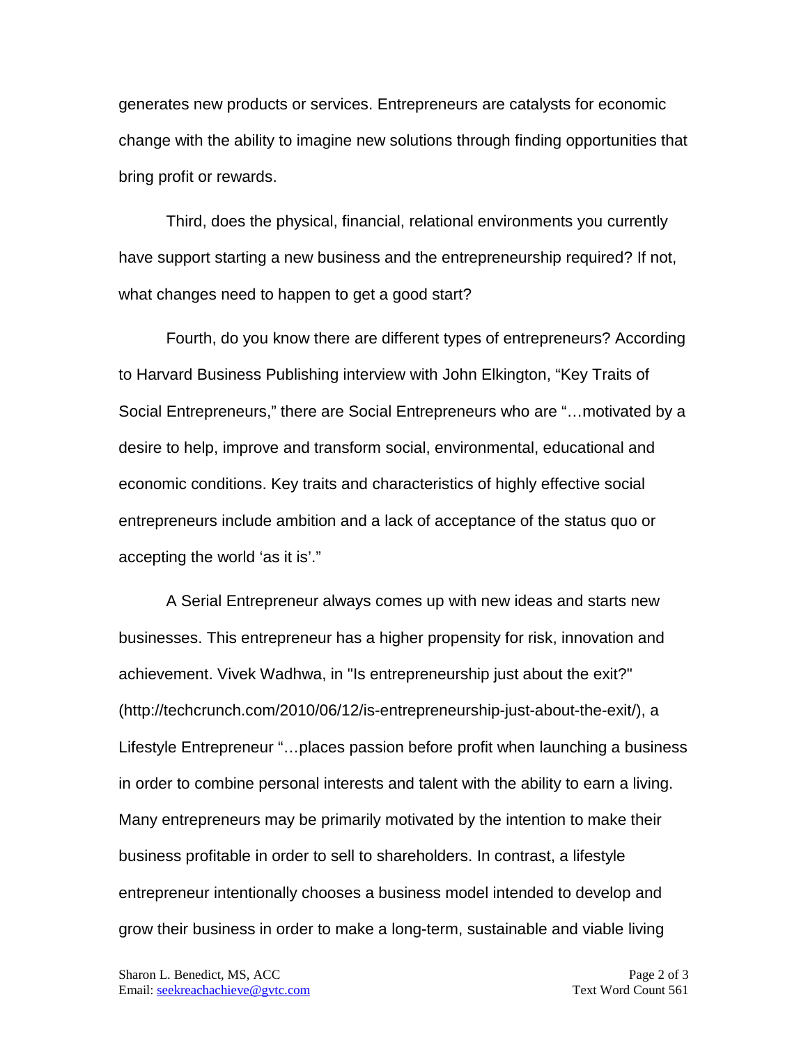generates new products or services. Entrepreneurs are catalysts for economic change with the ability to imagine new solutions through finding opportunities that bring profit or rewards.

Third, does the physical, financial, relational environments you currently have support starting a new business and the entrepreneurship required? If not, what changes need to happen to get a good start?

Fourth, do you know there are different types of entrepreneurs? According to Harvard Business Publishing interview with John Elkington, "Key Traits of Social Entrepreneurs," there are Social Entrepreneurs who are "…motivated by a desire to help, improve and transform social, environmental, educational and economic conditions. Key traits and characteristics of highly effective social entrepreneurs include ambition and a lack of acceptance of the status quo or accepting the world 'as it is'."

A Serial Entrepreneur always comes up with new ideas and starts new businesses. This entrepreneur has a higher propensity for risk, innovation and achievement. Vivek Wadhwa, in "Is entrepreneurship just about the exit?" (http://techcrunch.com/2010/06/12/is-entrepreneurship-just-about-the-exit/), a Lifestyle Entrepreneur "…places passion before profit when launching a business in order to combine personal interests and talent with the ability to earn a living. Many entrepreneurs may be primarily motivated by the intention to make their business profitable in order to sell to shareholders. In contrast, a lifestyle entrepreneur intentionally chooses a business model intended to develop and grow their business in order to make a long-term, sustainable and viable living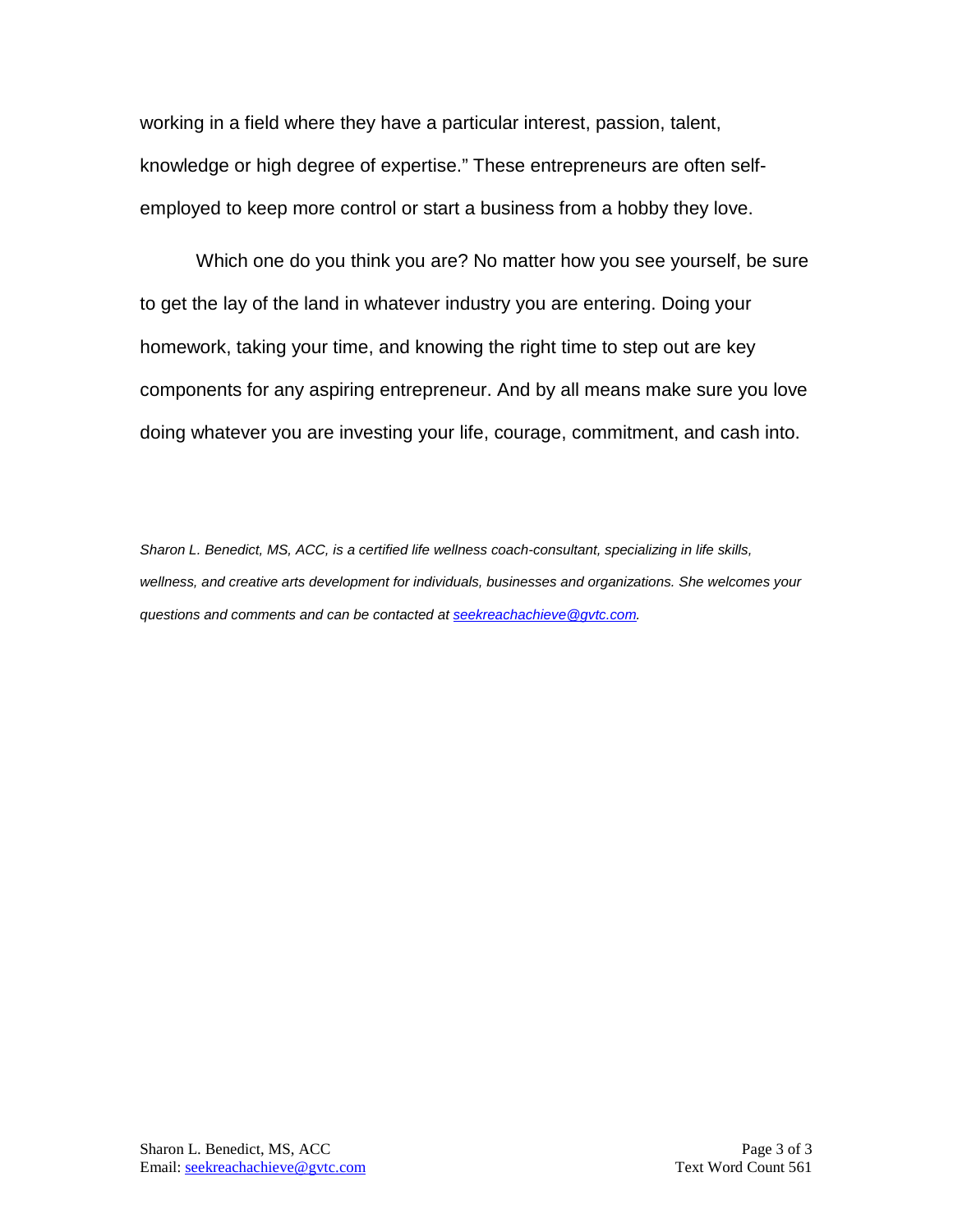working in a field where they have a particular interest, passion, talent, knowledge or high degree of expertise." These entrepreneurs are often self-employed to keep more control or start a business from a hobby they love.

Which one do you think you are? No matter how you see yourself, be sure to get the lay of the land in whatever industry you are entering. Doing your homework, taking your time, and knowing the right time to step out are key components for any aspiring entrepreneur. And by all means make sure you love doing whatever you are investing your life, courage, commitment, and cash into.

*Sharon L. Benedict, MS, ACC, is a certified life wellness coach-consultant, specializing in life skills, wellness, and creative arts development for individuals, businesses and organizations. She welcomes your questions and comments and can be contacted at seekreachachieve@gvtc.com.*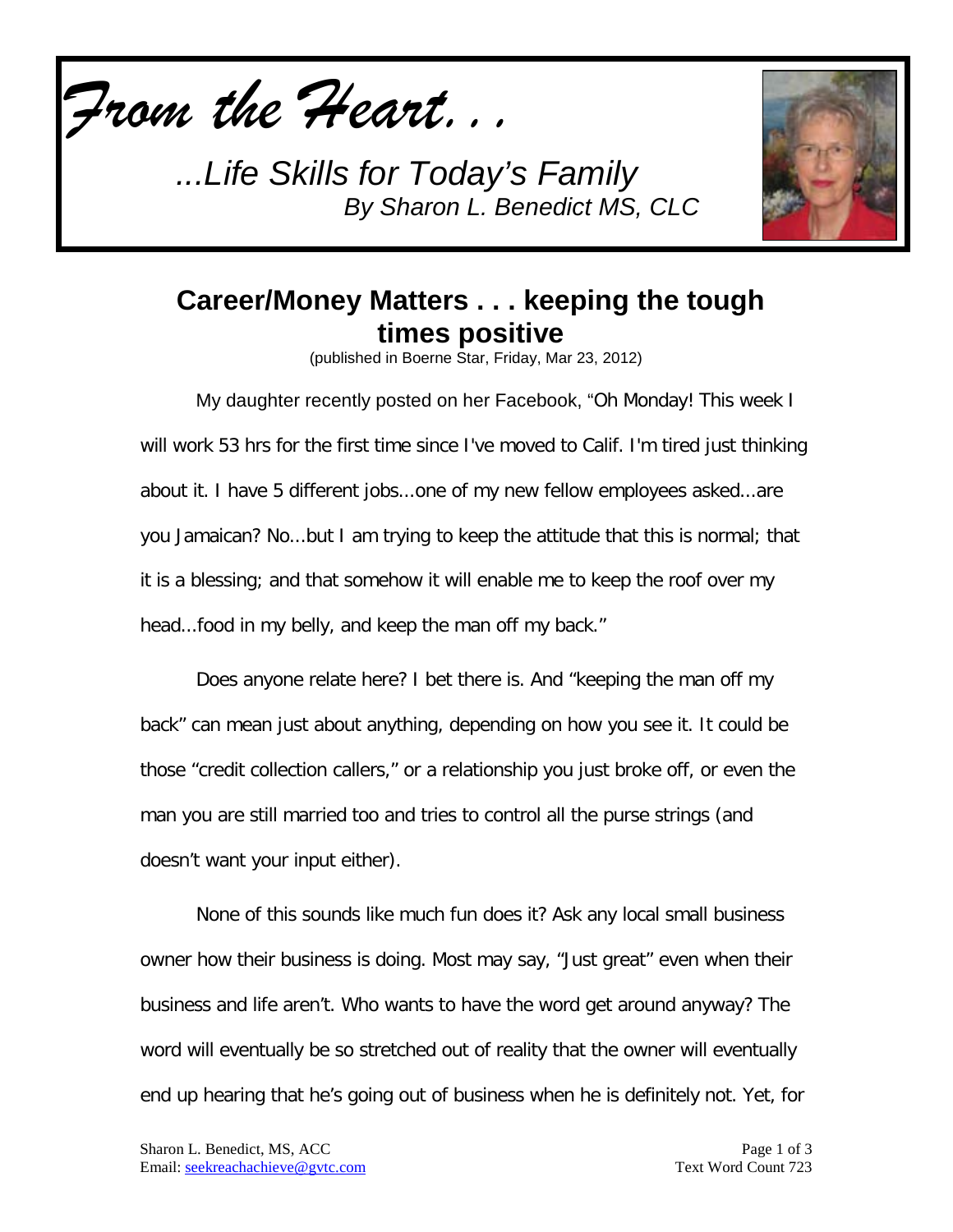*From the Heart. . .*

*...Life Skills for Today's Family*
*By Sharon L. Benedict MS, CLC*

## Career/Money Matters . . . keeping the tough times positive

(published in Boerne Star, Friday, Mar 23, 2012)

My daughter recently posted on her Facebook, "Oh Monday! This week I will work 53 hrs for the first time since I've moved to Calif. I'm tired just thinking about it. I have 5 different jobs...one of my new fellow employees asked...are you Jamaican? No...but I am trying to keep the attitude that this is normal; that it is a blessing; and that somehow it will enable me to keep the roof over my head...food in my belly, and keep the man off my back."

Does anyone relate here? I bet there is. And "keeping the man off my back" can mean just about anything, depending on how you see it. It could be those "credit collection callers," or a relationship you just broke off, or even the man you are still married too and tries to control all the purse strings (and doesn't want your input either).

None of this sounds like much fun does it? Ask any local small business owner how their business is doing. Most may say, "Just great" even when their business and life aren't. Who wants to have the word get around anyway? The word will eventually be so stretched out of reality that the owner will eventually end up hearing that he's going out of business when he is definitely not. Yet, for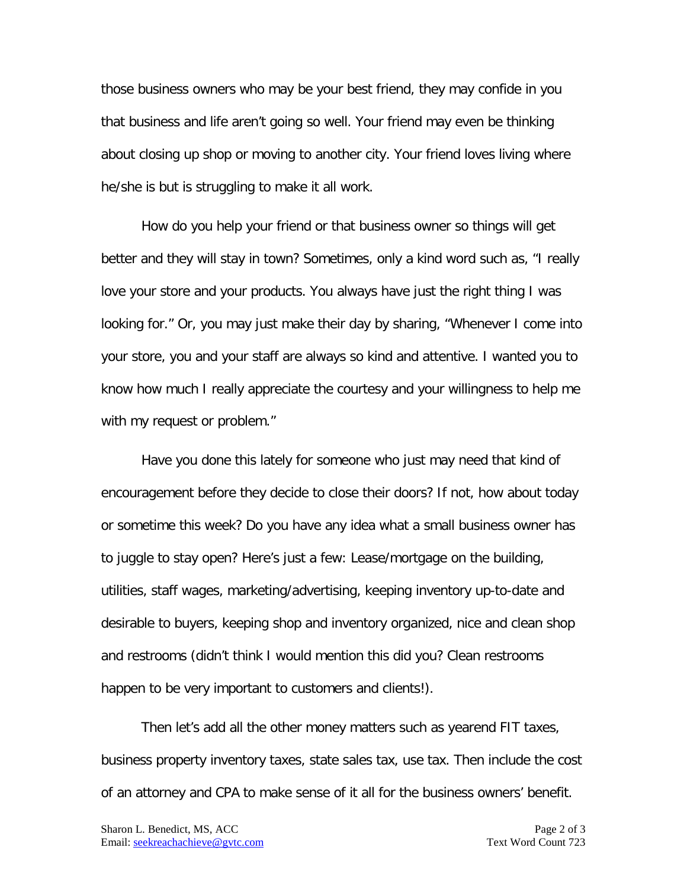those business owners who may be your best friend, they may confide in you that business and life aren't going so well. Your friend may even be thinking about closing up shop or moving to another city. Your friend loves living where he/she is but is struggling to make it all work.

How do you help your friend or that business owner so things will get better and they will stay in town? Sometimes, only a kind word such as, "I really love your store and your products. You always have just the right thing I was looking for." Or, you may just make their day by sharing, "Whenever I come into your store, you and your staff are always so kind and attentive. I wanted you to know how much I really appreciate the courtesy and your willingness to help me with my request or problem."

Have you done this lately for someone who just may need that kind of encouragement before they decide to close their doors? If not, how about today or sometime this week? Do you have any idea what a small business owner has to juggle to stay open? Here's just a few: Lease/mortgage on the building, utilities, staff wages, marketing/advertising, keeping inventory up-to-date and desirable to buyers, keeping shop and inventory organized, nice and clean shop and restrooms (didn't think I would mention this did you? Clean restrooms happen to be very important to customers and clients!).

Then let's add all the other money matters such as yearend FIT taxes, business property inventory taxes, state sales tax, use tax. Then include the cost of an attorney and CPA to make sense of it all for the business owners' benefit.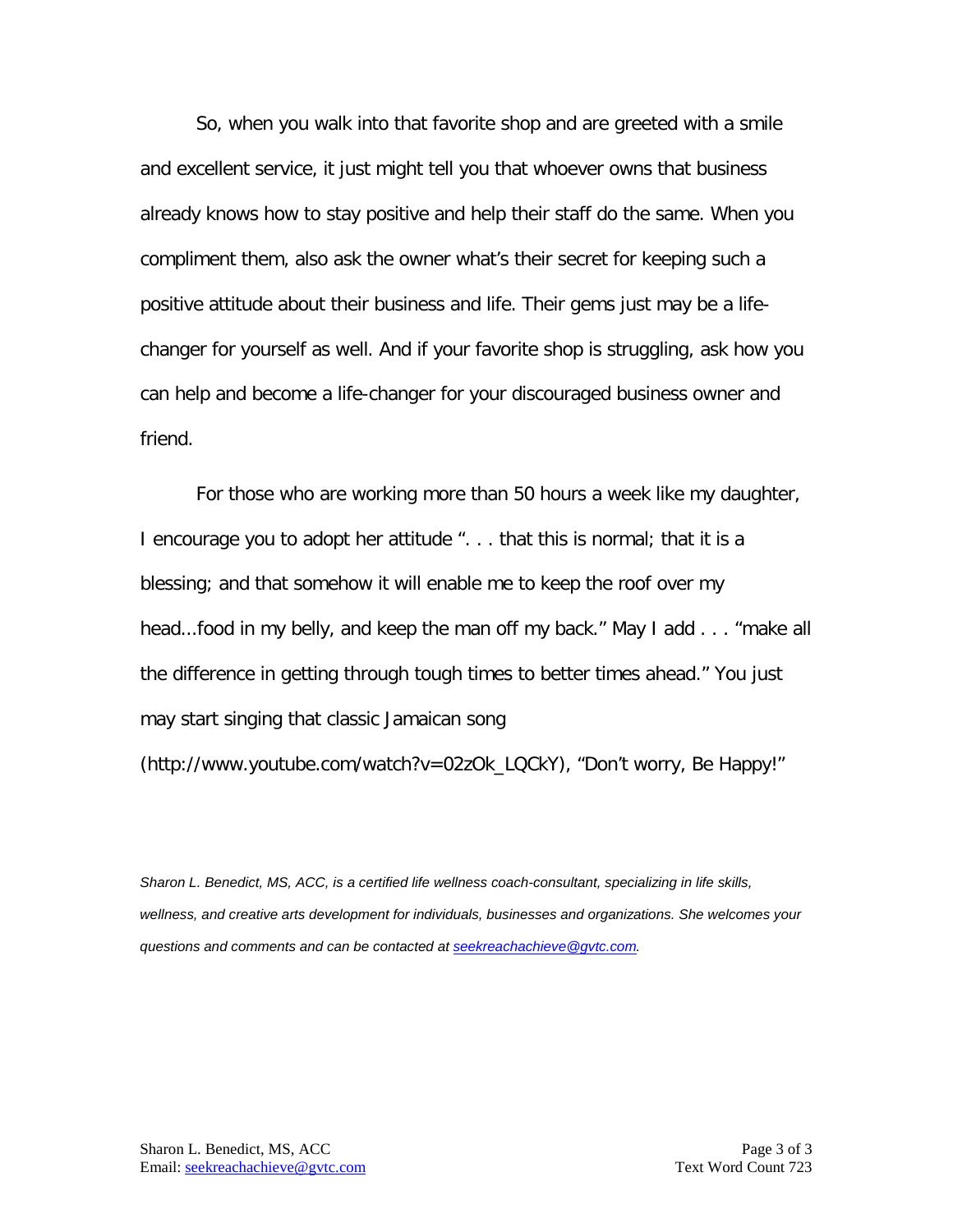So, when you walk into that favorite shop and are greeted with a smile and excellent service, it just might tell you that whoever owns that business already knows how to stay positive and help their staff do the same. When you compliment them, also ask the owner what's their secret for keeping such a positive attitude about their business and life. Their gems just may be a life-changer for yourself as well. And if your favorite shop is struggling, ask how you can help and become a life-changer for your discouraged business owner and friend.

For those who are working more than 50 hours a week like my daughter, I encourage you to adopt her attitude ". . . that this is normal; that it is a blessing; and that somehow it will enable me to keep the roof over my head...food in my belly, and keep the man off my back." May I add . . . "make all the difference in getting through tough times to better times ahead." You just may start singing that classic Jamaican song (http://www.youtube.com/watch?v=02zOk_LQCkY), "Don't worry, Be Happy!"

*Sharon L. Benedict, MS, ACC, is a certified life wellness coach-consultant, specializing in life skills, wellness, and creative arts development for individuals, businesses and organizations. She welcomes your questions and comments and can be contacted at [seekreachachieve@gvtc.com](mailto:seekreachachieve@gvtc.com).*

Text Word Count 723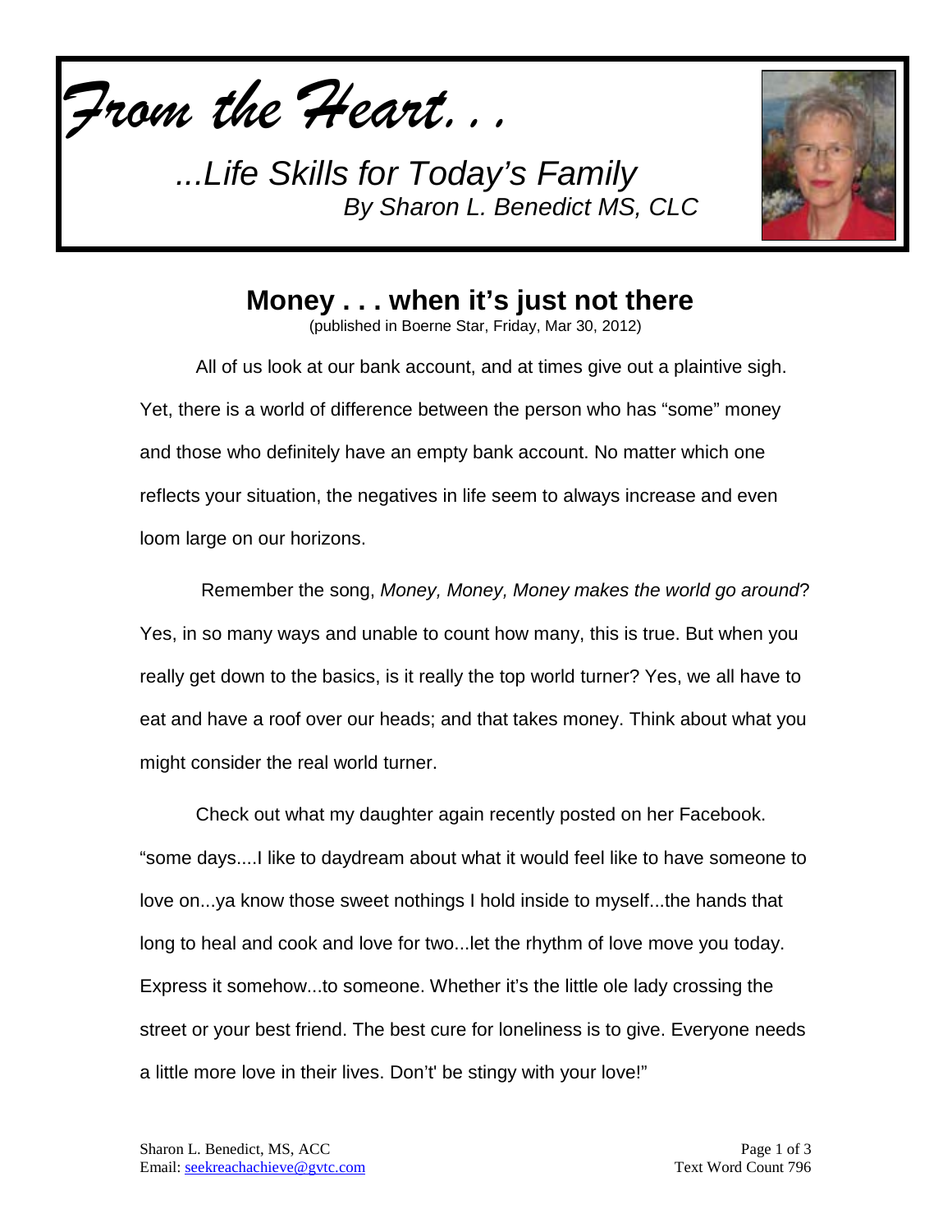*From the Heart. . .*

*...Life Skills for Today's Family*
*By Sharon L. Benedict MS, CLC*

# Money . . . when it's just not there

(published in Boerne Star, Friday, Mar 30, 2012)

All of us look at our bank account, and at times give out a plaintive sigh. Yet, there is a world of difference between the person who has "some" money and those who definitely have an empty bank account. No matter which one reflects your situation, the negatives in life seem to always increase and even loom large on our horizons.

Remember the song, *Money, Money, Money makes the world go around*? Yes, in so many ways and unable to count how many, this is true. But when you really get down to the basics, is it really the top world turner? Yes, we all have to eat and have a roof over our heads; and that takes money. Think about what you might consider the real world turner.

Check out what my daughter again recently posted on her Facebook. "some days....I like to daydream about what it would feel like to have someone to love on...ya know those sweet nothings I hold inside to myself...the hands that long to heal and cook and love for two...let the rhythm of love move you today. Express it somehow...to someone. Whether it's the little ole lady crossing the street or your best friend. The best cure for loneliness is to give. Everyone needs a little more love in their lives. Don't' be stingy with your love!"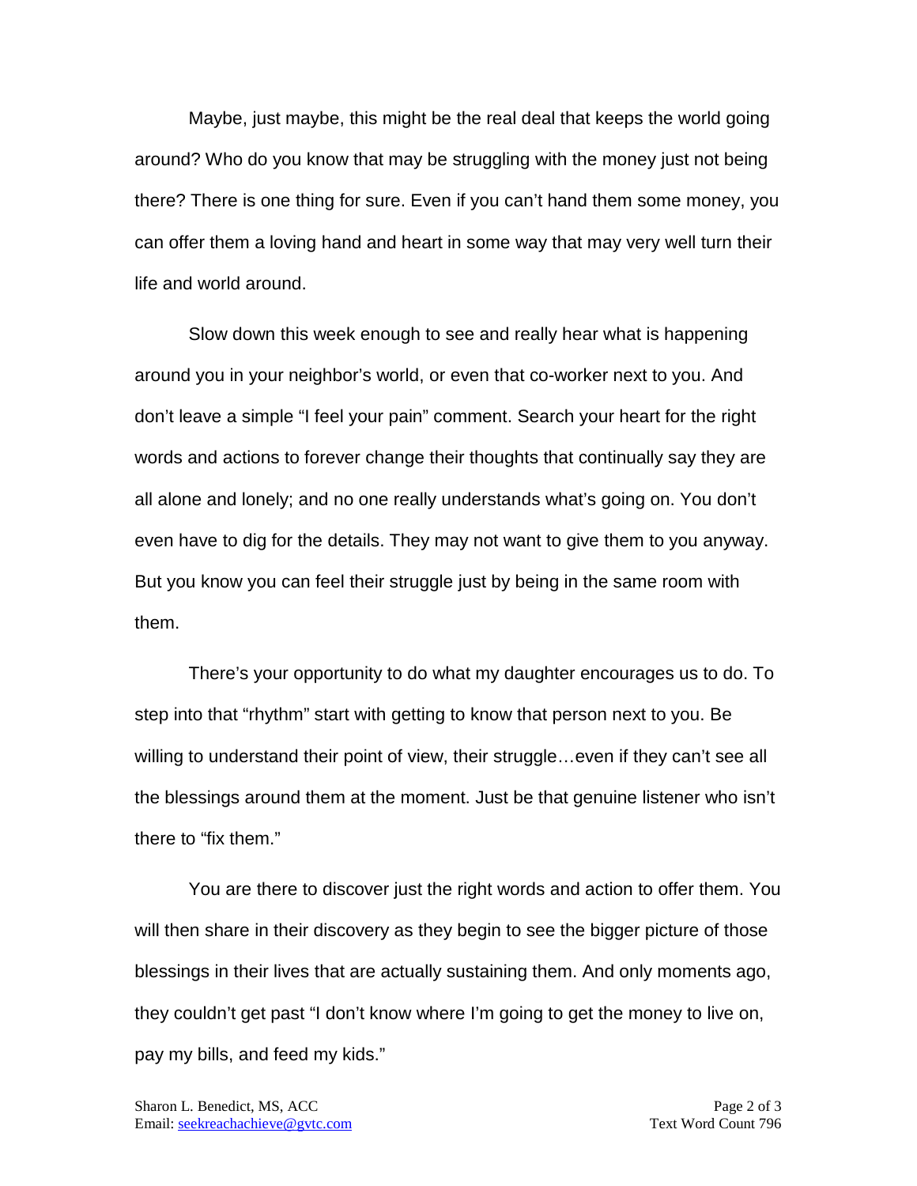Maybe, just maybe, this might be the real deal that keeps the world going around? Who do you know that may be struggling with the money just not being there? There is one thing for sure. Even if you can't hand them some money, you can offer them a loving hand and heart in some way that may very well turn their life and world around.

Slow down this week enough to see and really hear what is happening around you in your neighbor's world, or even that co-worker next to you. And don't leave a simple "I feel your pain" comment. Search your heart for the right words and actions to forever change their thoughts that continually say they are all alone and lonely; and no one really understands what's going on. You don't even have to dig for the details. They may not want to give them to you anyway. But you know you can feel their struggle just by being in the same room with them.

There's your opportunity to do what my daughter encourages us to do. To step into that "rhythm" start with getting to know that person next to you. Be willing to understand their point of view, their struggle…even if they can't see all the blessings around them at the moment. Just be that genuine listener who isn't there to "fix them."

You are there to discover just the right words and action to offer them. You will then share in their discovery as they begin to see the bigger picture of those blessings in their lives that are actually sustaining them. And only moments ago, they couldn't get past "I don't know where I'm going to get the money to live on, pay my bills, and feed my kids."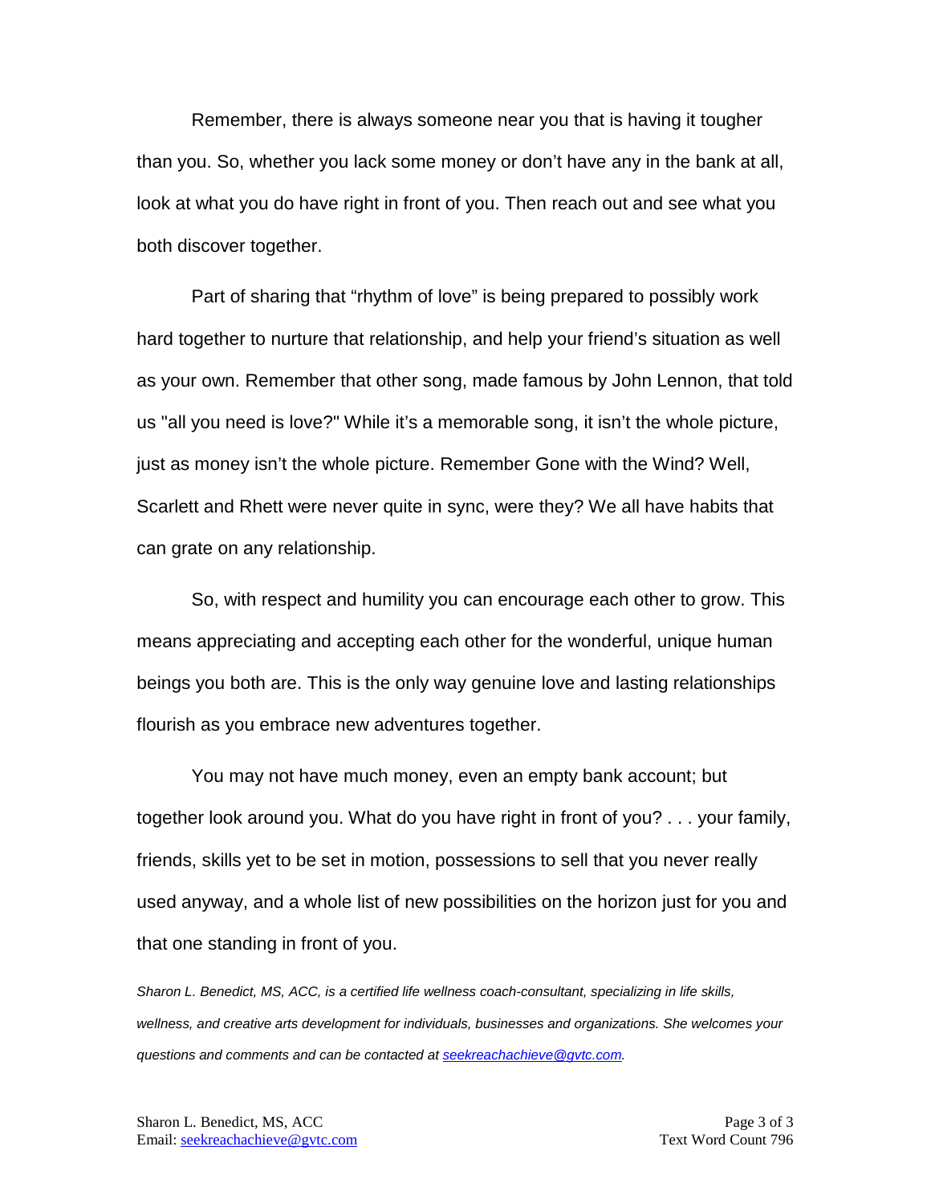Remember, there is always someone near you that is having it tougher than you. So, whether you lack some money or don't have any in the bank at all, look at what you do have right in front of you. Then reach out and see what you both discover together.

Part of sharing that "rhythm of love" is being prepared to possibly work hard together to nurture that relationship, and help your friend's situation as well as your own. Remember that other song, made famous by John Lennon, that told us "all you need is love?" While it's a memorable song, it isn't the whole picture, just as money isn't the whole picture. Remember Gone with the Wind? Well, Scarlett and Rhett were never quite in sync, were they? We all have habits that can grate on any relationship.

So, with respect and humility you can encourage each other to grow. This means appreciating and accepting each other for the wonderful, unique human beings you both are. This is the only way genuine love and lasting relationships flourish as you embrace new adventures together.

You may not have much money, even an empty bank account; but together look around you. What do you have right in front of you? . . . your family, friends, skills yet to be set in motion, possessions to sell that you never really used anyway, and a whole list of new possibilities on the horizon just for you and that one standing in front of you.

*Sharon L. Benedict, MS, ACC, is a certified life wellness coach-consultant, specializing in life skills, wellness, and creative arts development for individuals, businesses and organizations. She welcomes your questions and comments and can be contacted at seekreachachieve@gvtc.com.*